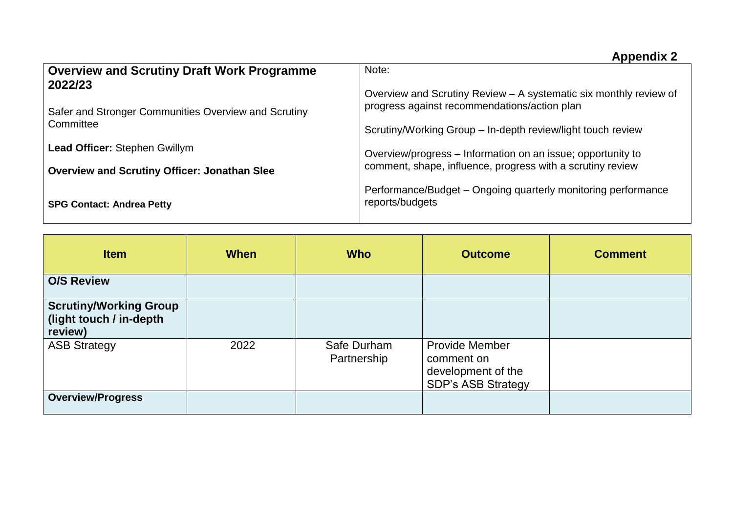**Appendix 2**

| **Overview and Scrutiny Draft Work Programme 2022/23**<br><br>Safer and Stronger Communities Overview and Scrutiny Committee<br><br>**Lead Officer:** Stephen Gwillym<br><br>**Overview and Scrutiny Officer: Jonathan Slee**<br><br>**SPG Contact: Andrea Petty** | Note:<br><br>Overview and Scrutiny Review – A systematic six monthly review of progress against recommendations/action plan<br><br>Scrutiny/Working Group – In-depth review/light touch review<br><br>Overview/progress – Information on an issue; opportunity to comment, shape, influence, progress with a scrutiny review<br><br>Performance/Budget – Ongoing quarterly monitoring performance reports/budgets |
|---|---|

| Item | When | Who | Outcome | Comment |
|---|---|---|---|---|
| **O/S Review** | | | | |
| **Scrutiny/Working Group (light touch / in-depth review)** | | | | |
| ASB Strategy | 2022 | Safe Durham Partnership | Provide Member comment on development of the SDP's ASB Strategy | |
| **Overview/Progress** | | | | |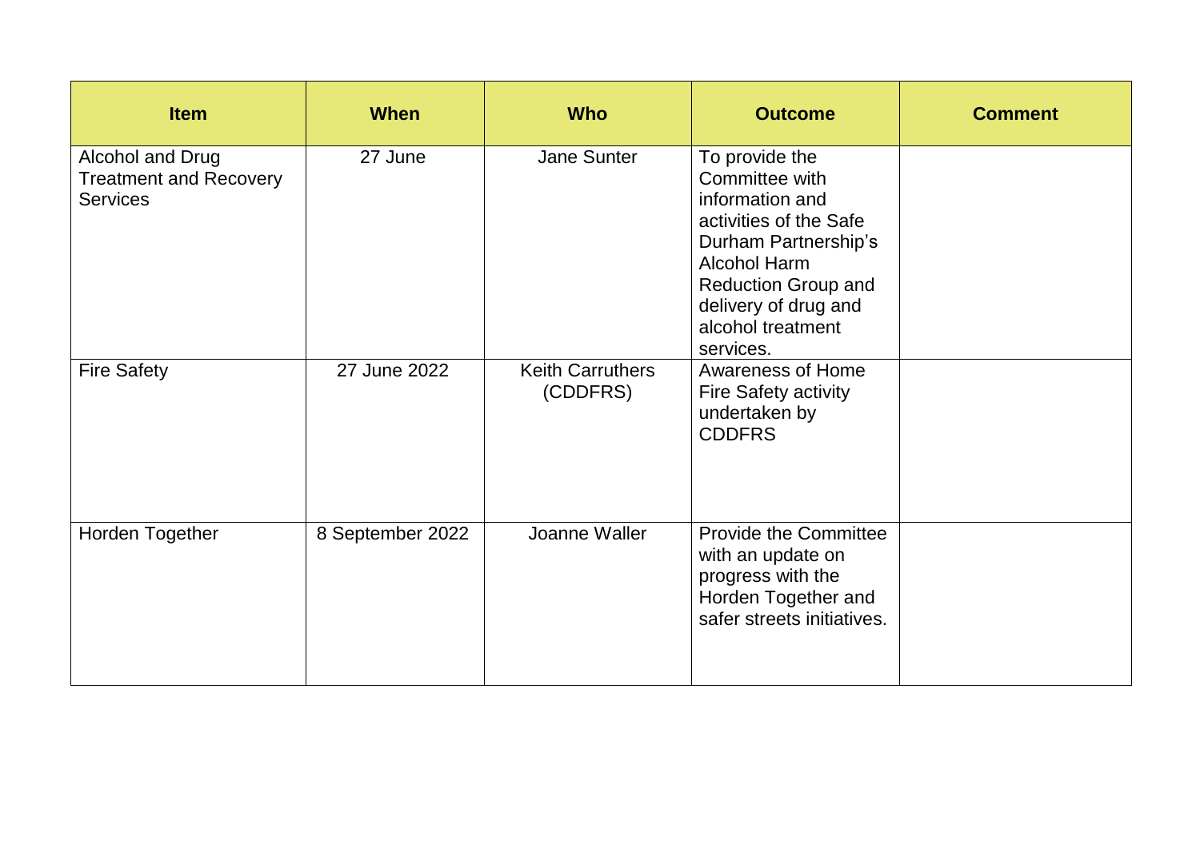| Item | When | Who | Outcome | Comment |
|---|---|---|---|---|
| Alcohol and Drug Treatment and Recovery Services | 27 June | Jane Sunter | To provide the Committee with information and activities of the Safe Durham Partnership's Alcohol Harm Reduction Group and delivery of drug and alcohol treatment services. | |
| Fire Safety | 27 June 2022 | Keith Carruthers (CDDFRS) | Awareness of Home Fire Safety activity undertaken by CDDFRS | |
| Horden Together | 8 September 2022 | Joanne Waller | Provide the Committee with an update on progress with the Horden Together and safer streets initiatives. | |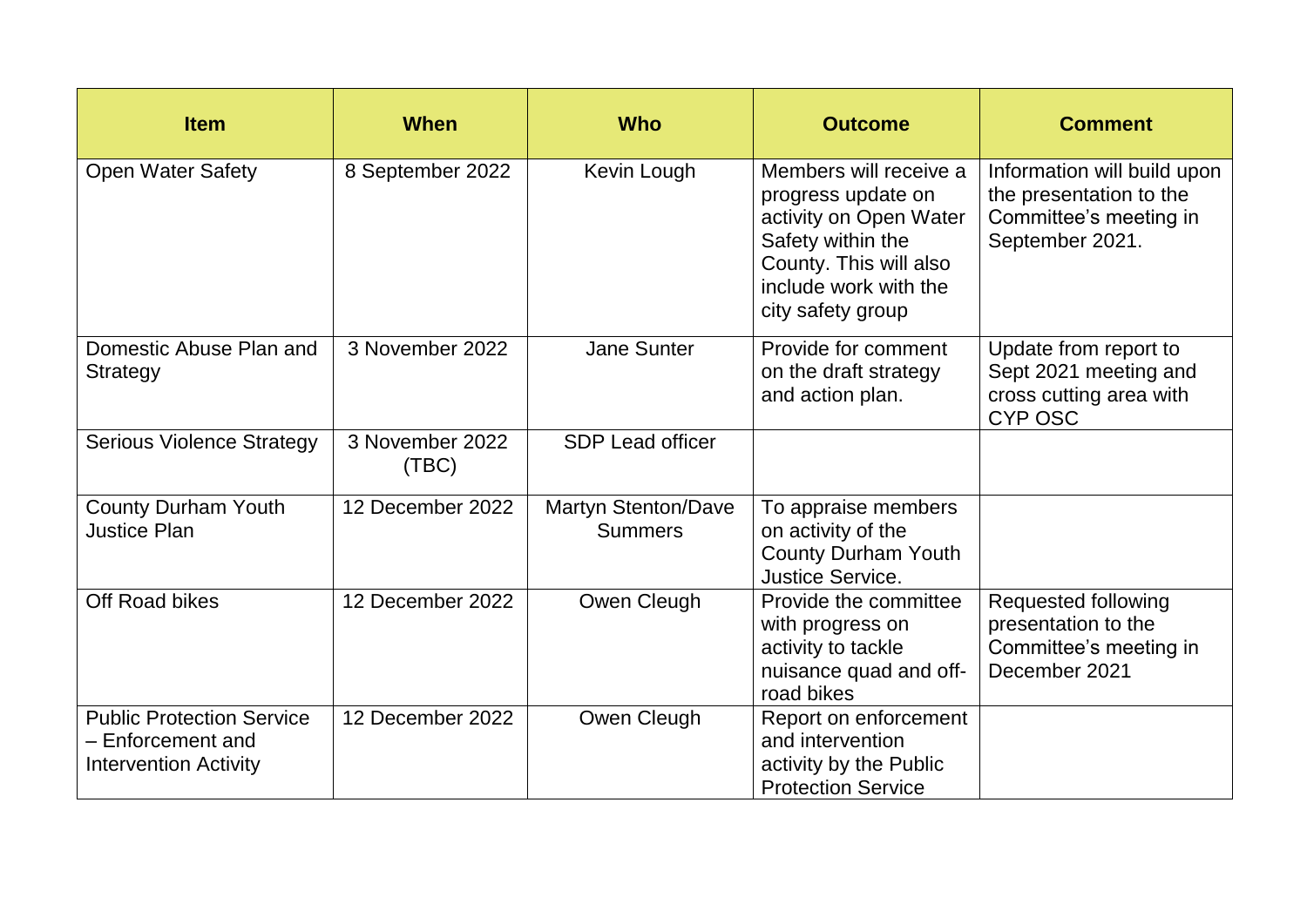| Item | When | Who | Outcome | Comment |
|---|---|---|---|---|
| Open Water Safety | 8 September 2022 | Kevin Lough | Members will receive a progress update on activity on Open Water Safety within the County. This will also include work with the city safety group | Information will build upon the presentation to the Committee's meeting in September 2021. |
| Domestic Abuse Plan and Strategy | 3 November 2022 | Jane Sunter | Provide for comment on the draft strategy and action plan. | Update from report to Sept 2021 meeting and cross cutting area with CYP OSC |
| Serious Violence Strategy | 3 November 2022 (TBC) | SDP Lead officer | | |
| County Durham Youth Justice Plan | 12 December 2022 | Martyn Stenton/Dave Summers | To appraise members on activity of the County Durham Youth Justice Service. | |
| Off Road bikes | 12 December 2022 | Owen Cleugh | Provide the committee with progress on activity to tackle nuisance quad and off-road bikes | Requested following presentation to the Committee's meeting in December 2021 |
| Public Protection Service – Enforcement and Intervention Activity | 12 December 2022 | Owen Cleugh | Report on enforcement and intervention activity by the Public Protection Service | |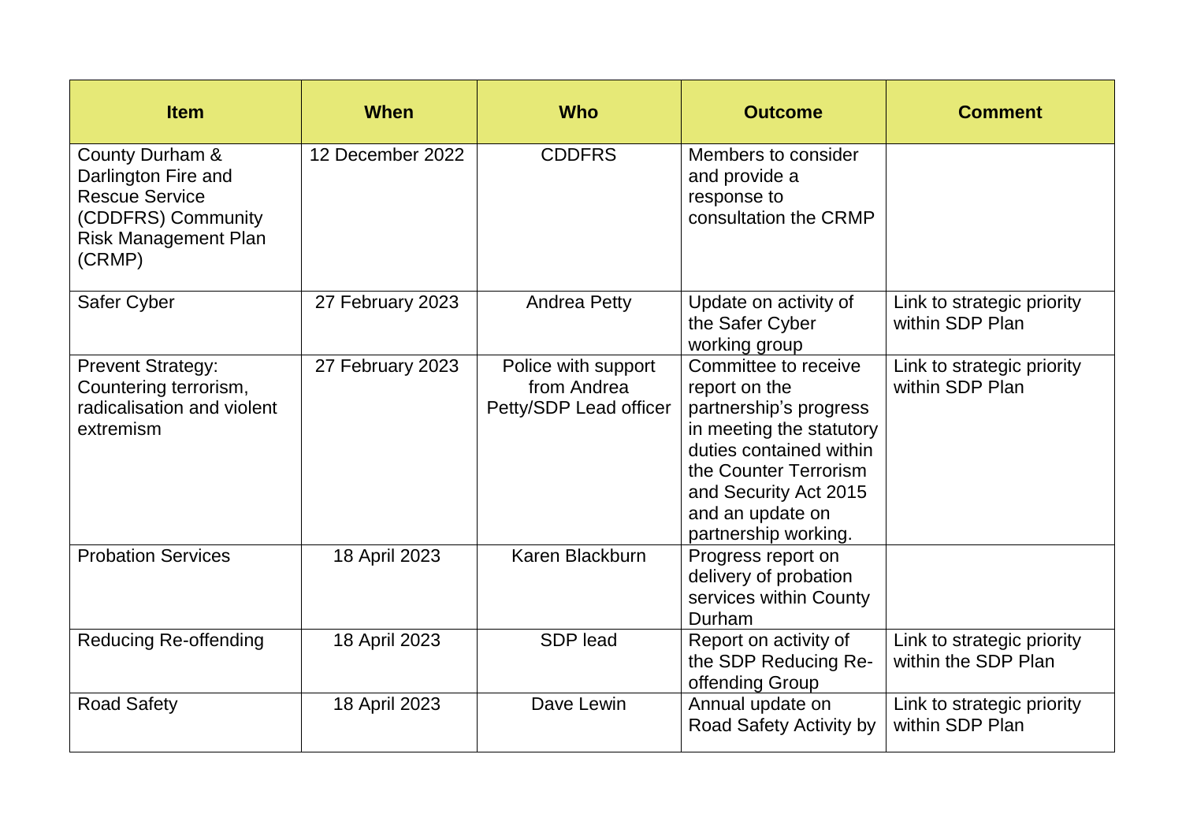| Item | When | Who | Outcome | Comment |
| --- | --- | --- | --- | --- |
| County Durham & Darlington Fire and Rescue Service (CDDFRS) Community Risk Management Plan (CRMP) | 12 December 2022 | CDDFRS | Members to consider and provide a response to consultation the CRMP | |
| Safer Cyber | 27 February 2023 | Andrea Petty | Update on activity of the Safer Cyber working group | Link to strategic priority within SDP Plan |
| Prevent Strategy: Countering terrorism, radicalisation and violent extremism | 27 February 2023 | Police with support from Andrea Petty/SDP Lead officer | Committee to receive report on the partnership's progress in meeting the statutory duties contained within the Counter Terrorism and Security Act 2015 and an update on partnership working. | Link to strategic priority within SDP Plan |
| Probation Services | 18 April 2023 | Karen Blackburn | Progress report on delivery of probation services within County Durham | |
| Reducing Re-offending | 18 April 2023 | SDP lead | Report on activity of the SDP Reducing Re-offending Group | Link to strategic priority within the SDP Plan |
| Road Safety | 18 April 2023 | Dave Lewin | Annual update on Road Safety Activity by | Link to strategic priority within SDP Plan |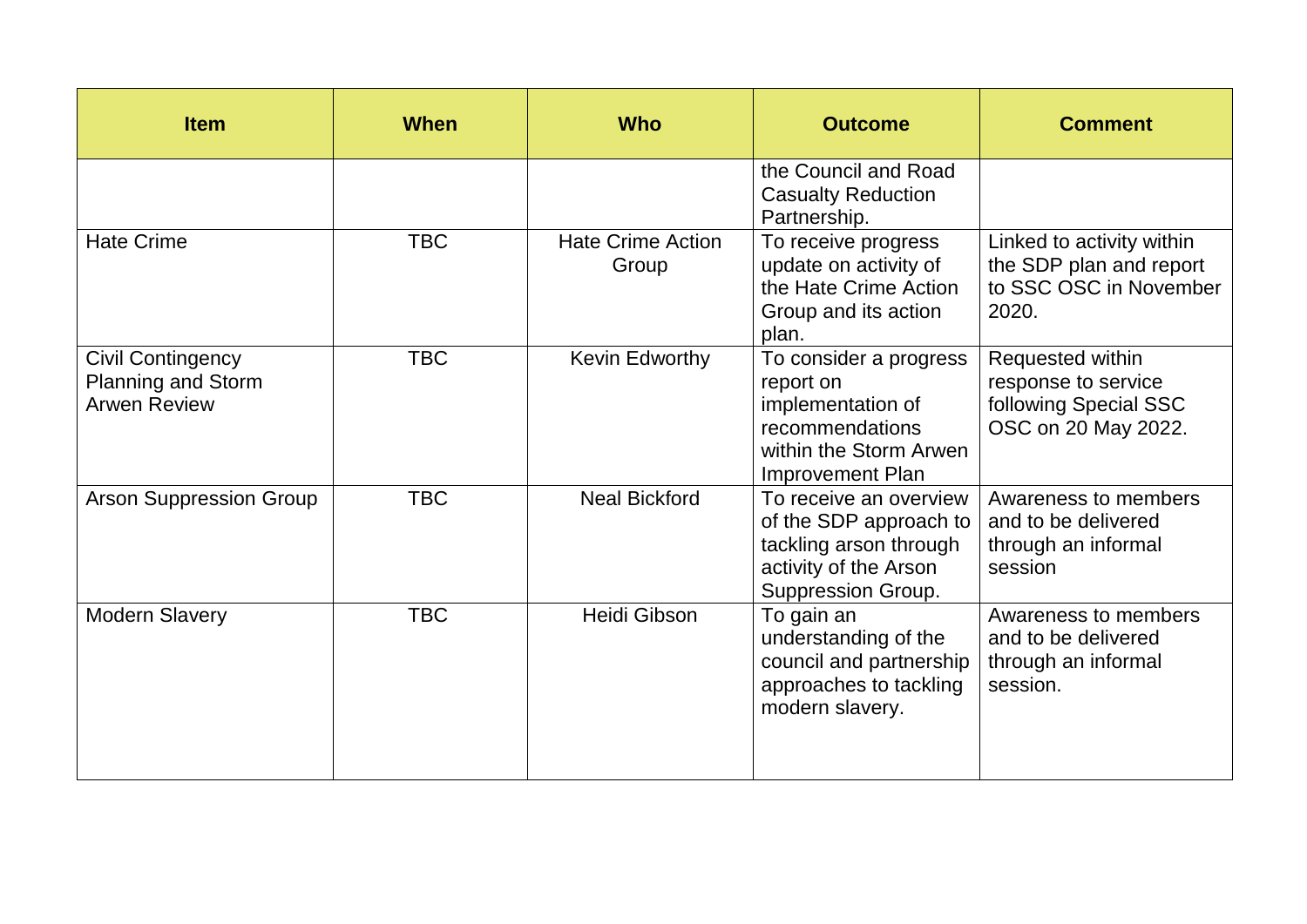| Item | When | Who | Outcome | Comment |
|---|---|---|---|---|
| | | | the Council and Road Casualty Reduction Partnership. | |
| Hate Crime | TBC | Hate Crime Action Group | To receive progress update on activity of the Hate Crime Action Group and its action plan. | Linked to activity within the SDP plan and report to SSC OSC in November 2020. |
| Civil Contingency Planning and Storm Arwen Review | TBC | Kevin Edworthy | To consider a progress report on implementation of recommendations within the Storm Arwen Improvement Plan | Requested within response to service following Special SSC OSC on 20 May 2022. |
| Arson Suppression Group | TBC | Neal Bickford | To receive an overview of the SDP approach to tackling arson through activity of the Arson Suppression Group. | Awareness to members and to be delivered through an informal session |
| Modern Slavery | TBC | Heidi Gibson | To gain an understanding of the council and partnership approaches to tackling modern slavery. | Awareness to members and to be delivered through an informal session. |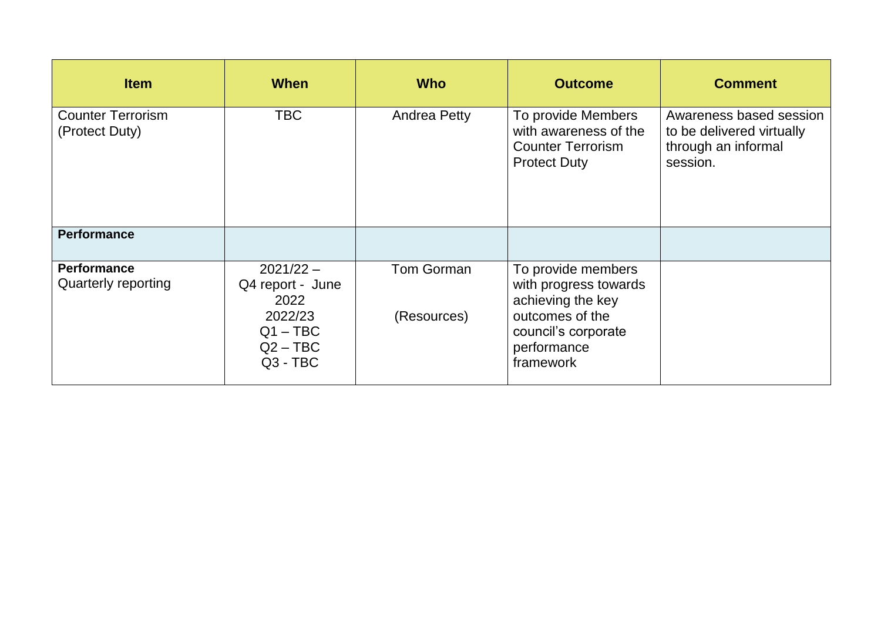| Item | When | Who | Outcome | Comment |
|---|---|---|---|---|
| Counter Terrorism (Protect Duty) | TBC | Andrea Petty | To provide Members with awareness of the Counter Terrorism Protect Duty | Awareness based session to be delivered virtually through an informal session. |
| **Performance** | | | | |
| **Performance** Quarterly reporting | 2021/22 – Q4 report - June 2022 2022/23 Q1 – TBC Q2 – TBC Q3 - TBC | Tom Gorman (Resources) | To provide members with progress towards achieving the key outcomes of the council's corporate performance framework | |